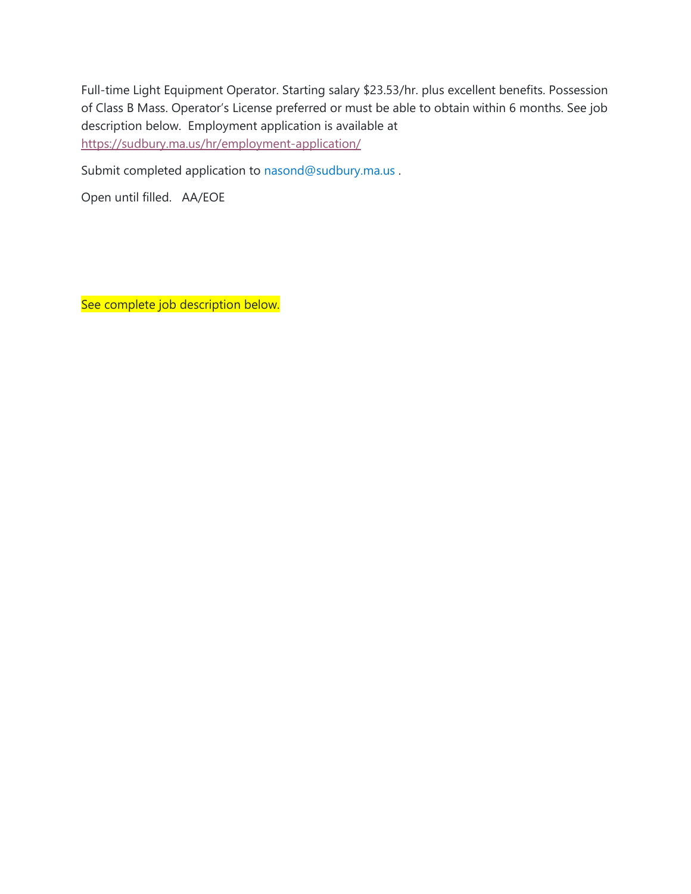Full-time Light Equipment Operator. Starting salary $23.53/hr. plus excellent benefits. Possession of Class B Mass. Operator's License preferred or must be able to obtain within 6 months. See job description below. Employment application is available at https://sudbury.ma.us/hr/employment-application/

Submit completed application to nasond@sudbury.ma.us .

Open until filled. AA/EOE

See complete job description below.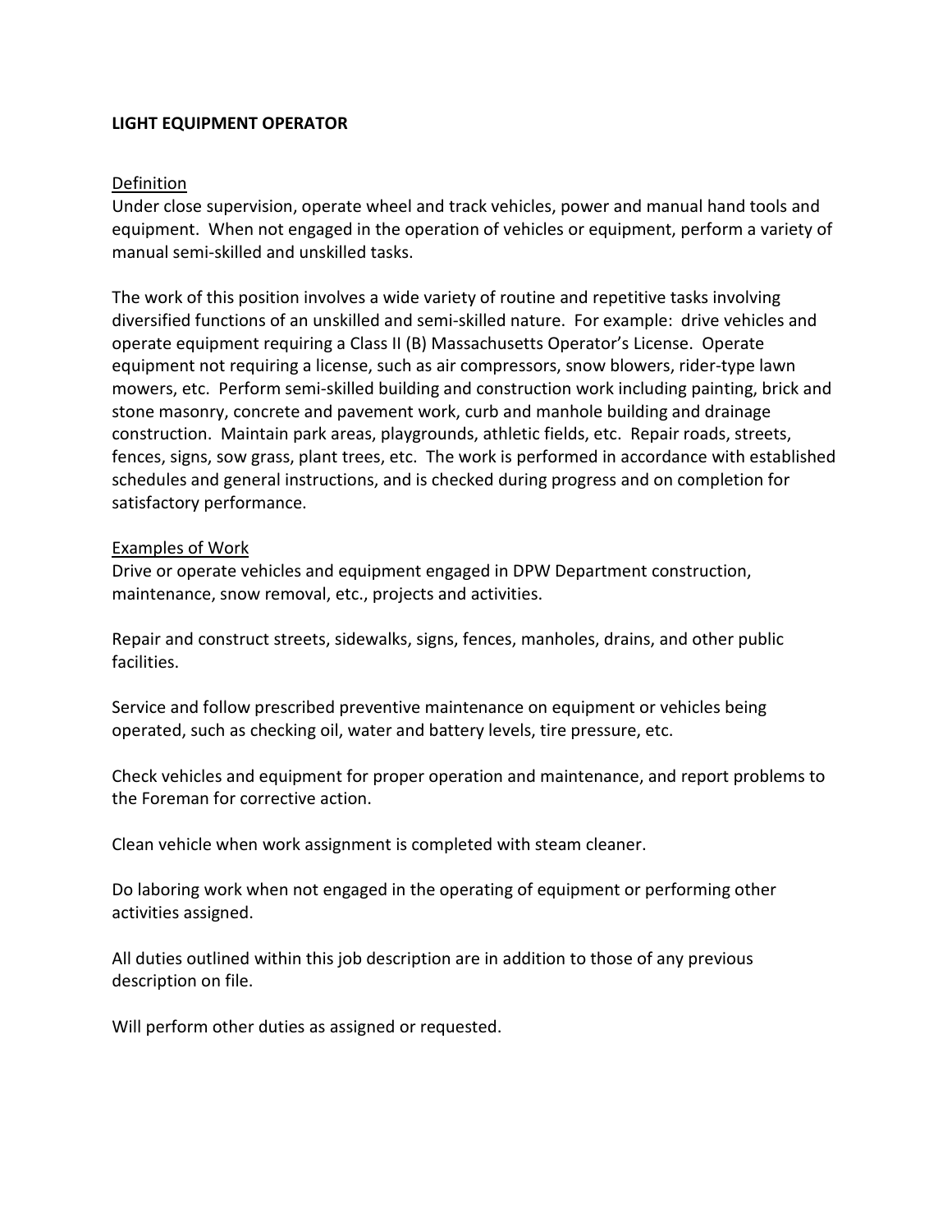**LIGHT EQUIPMENT OPERATOR**

Definition

Under close supervision, operate wheel and track vehicles, power and manual hand tools and equipment. When not engaged in the operation of vehicles or equipment, perform a variety of manual semi-skilled and unskilled tasks.

The work of this position involves a wide variety of routine and repetitive tasks involving diversified functions of an unskilled and semi-skilled nature. For example: drive vehicles and operate equipment requiring a Class II (B) Massachusetts Operator's License. Operate equipment not requiring a license, such as air compressors, snow blowers, rider-type lawn mowers, etc. Perform semi-skilled building and construction work including painting, brick and stone masonry, concrete and pavement work, curb and manhole building and drainage construction. Maintain park areas, playgrounds, athletic fields, etc. Repair roads, streets, fences, signs, sow grass, plant trees, etc. The work is performed in accordance with established schedules and general instructions, and is checked during progress and on completion for satisfactory performance.

Examples of Work

Drive or operate vehicles and equipment engaged in DPW Department construction, maintenance, snow removal, etc., projects and activities.

Repair and construct streets, sidewalks, signs, fences, manholes, drains, and other public facilities.

Service and follow prescribed preventive maintenance on equipment or vehicles being operated, such as checking oil, water and battery levels, tire pressure, etc.

Check vehicles and equipment for proper operation and maintenance, and report problems to the Foreman for corrective action.

Clean vehicle when work assignment is completed with steam cleaner.

Do laboring work when not engaged in the operating of equipment or performing other activities assigned.

All duties outlined within this job description are in addition to those of any previous description on file.

Will perform other duties as assigned or requested.